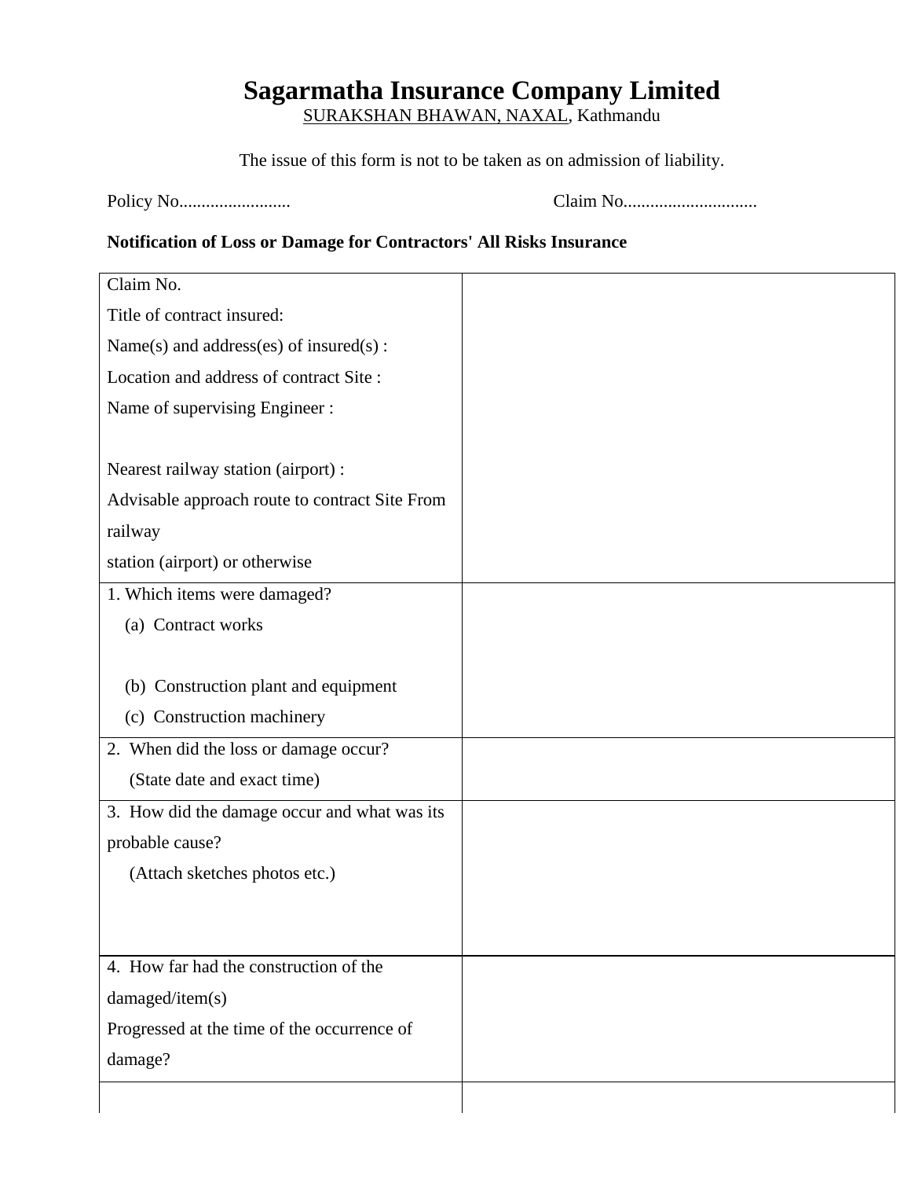# Sagarmatha Insurance Company Limited

SURAKSHAN BHAWAN, NAXAL, Kathmandu

The issue of this form is not to be taken as on admission of liability.

Policy No......................... Claim No..............................

**Notification of Loss or Damage for Contractors' All Risks Insurance**

| | |
|---|---|
| Claim No.<br>Title of contract insured:<br>Name(s) and address(es) of insured(s) :<br>Location and address of contract Site :<br>Name of supervising Engineer :<br><br>Nearest railway station (airport) :<br>Advisable approach route to contract Site From railway<br>station (airport) or otherwise | |
| 1. Which items were damaged?<br>(a) Contract works<br><br>(b) Construction plant and equipment<br>(c) Construction machinery | |
| 2. When did the loss or damage occur?<br>(State date and exact time) | |
| 3. How did the damage occur and what was its probable cause?<br>(Attach sketches photos etc.) | |
| 4. How far had the construction of the damaged/item(s)<br>Progressed at the time of the occurrence of damage? | |
| | |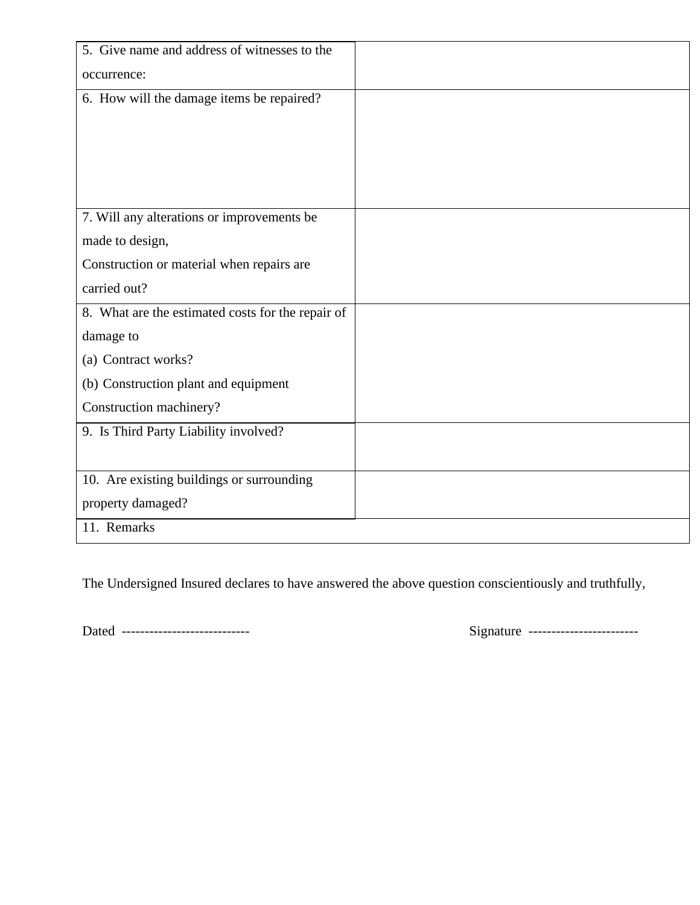| | |
|---|---|
| 5. Give name and address of witnesses to the occurrence: | |
| 6. How will the damage items be repaired? | |
| 7. Will any alterations or improvements be made to design, Construction or material when repairs are carried out? | |
| 8. What are the estimated costs for the repair of damage to (a) Contract works? (b) Construction plant and equipment Construction machinery? | |
| 9. Is Third Party Liability involved? | |
| 10. Are existing buildings or surrounding property damaged? | |
| 11. Remarks | |

The Undersigned Insured declares to have answered the above question conscientiously and truthfully,

Dated ---------------------------                                        Signature -----------------------